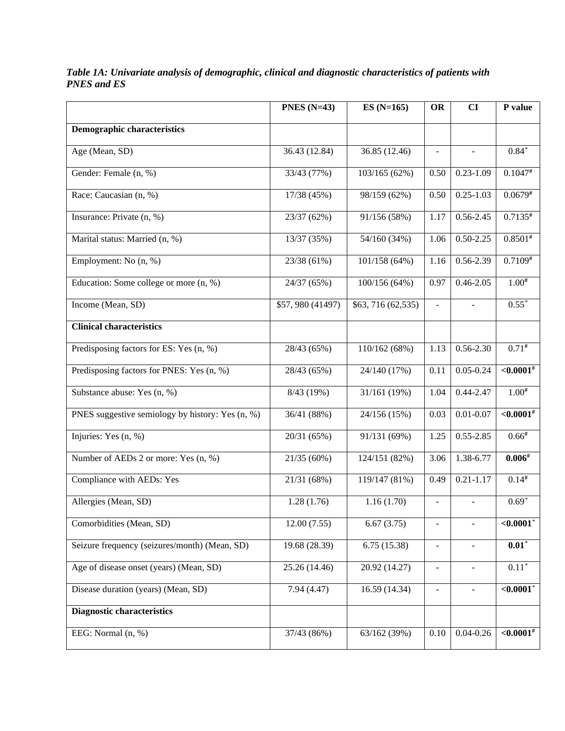*Table 1A: Univariate analysis of demographic, clinical and diagnostic characteristics of patients with PNES and ES*

| | PNES (N=43) | ES (N=165) | OR | CI | P value |
|---|---|---|---|---|---|
| **Demographic characteristics** | | | | | |
| Age (Mean, SD) | 36.43 (12.84) | 36.85 (12.46) | - | - | 0.84* |
| Gender: Female (n, %) | 33/43 (77%) | 103/165 (62%) | 0.50 | 0.23-1.09 | 0.1047# |
| Race: Caucasian (n, %) | 17/38 (45%) | 98/159 (62%) | 0.50 | 0.25-1.03 | 0.0679# |
| Insurance: Private (n, %) | 23/37 (62%) | 91/156 (58%) | 1.17 | 0.56-2.45 | 0.7135# |
| Marital status: Married (n, %) | 13/37 (35%) | 54/160 (34%) | 1.06 | 0.50-2.25 | 0.8501# |
| Employment: No (n, %) | 23/38 (61%) | 101/158 (64%) | 1.16 | 0.56-2.39 | 0.7109# |
| Education: Some college or more (n, %) | 24/37 (65%) | 100/156 (64%) | 0.97 | 0.46-2.05 | 1.00# |
| Income (Mean, SD) | $57, 980 (41497) | $63, 716 (62,535) | - | - | 0.55* |
| **Clinical characteristics** | | | | | |
| Predisposing factors for ES: Yes (n, %) | 28/43 (65%) | 110/162 (68%) | 1.13 | 0.56-2.30 | 0.71# |
| Predisposing factors for PNES: Yes (n, %) | 28/43 (65%) | 24/140 (17%) | 0.11 | 0.05-0.24 | **<0.0001#** |
| Substance abuse: Yes (n, %) | 8/43 (19%) | 31/161 (19%) | 1.04 | 0.44-2.47 | 1.00# |
| PNES suggestive semiology by history: Yes (n, %) | 36/41 (88%) | 24/156 (15%) | 0.03 | 0.01-0.07 | **<0.0001#** |
| Injuries: Yes (n, %) | 20/31 (65%) | 91/131 (69%) | 1.25 | 0.55-2.85 | 0.66# |
| Number of AEDs 2 or more: Yes (n, %) | 21/35 (60%) | 124/151 (82%) | 3.06 | 1.38-6.77 | **0.006#** |
| Compliance with AEDs: Yes | 21/31 (68%) | 119/147 (81%) | 0.49 | 0.21-1.17 | 0.14# |
| Allergies (Mean, SD) | 1.28 (1.76) | 1.16 (1.70) | - | - | 0.69* |
| Comorbidities (Mean, SD) | 12.00 (7.55) | 6.67 (3.75) | - | - | **<0.0001*** |
| Seizure frequency (seizures/month) (Mean, SD) | 19.68 (28.39) | 6.75 (15.38) | - | - | **0.01*** |
| Age of disease onset (years) (Mean, SD) | 25.26 (14.46) | 20.92 (14.27) | - | - | 0.11* |
| Disease duration (years) (Mean, SD) | 7.94 (4.47) | 16.59 (14.34) | - | - | **<0.0001*** |
| **Diagnostic characteristics** | | | | | |
| EEG: Normal (n, %) | 37/43 (86%) | 63/162 (39%) | 0.10 | 0.04-0.26 | **<0.0001#** |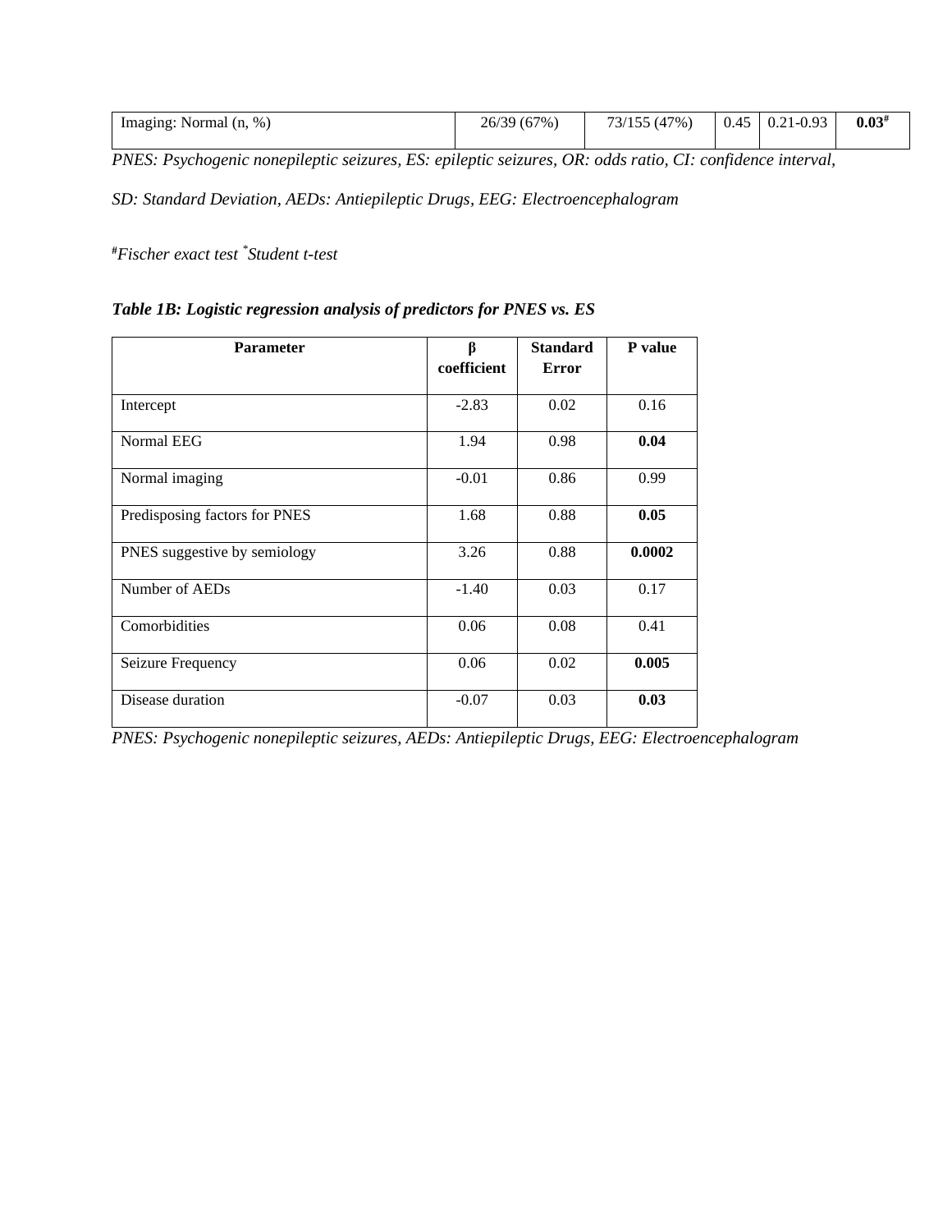| | | | | | |
|---|---|---|---|---|---|
| Imaging: Normal (n, %) | 26/39 (67%) | 73/155 (47%) | 0.45 | 0.21-0.93 | **0.03**[#] |

*PNES: Psychogenic nonepileptic seizures, ES: epileptic seizures, OR: odds ratio, CI: confidence interval, SD: Standard Deviation, AEDs: Antiepileptic Drugs, EEG: Electroencephalogram*

[#]*Fischer exact test* [*]*Student t-test*

***Table 1B: Logistic regression analysis of predictors for PNES vs. ES***

| **Parameter** | **β coefficient** | **Standard Error** | **P value** |
|---|---|---|---|
| Intercept | -2.83 | 0.02 | 0.16 |
| Normal EEG | 1.94 | 0.98 | **0.04** |
| Normal imaging | -0.01 | 0.86 | 0.99 |
| Predisposing factors for PNES | 1.68 | 0.88 | **0.05** |
| PNES suggestive by semiology | 3.26 | 0.88 | **0.0002** |
| Number of AEDs | -1.40 | 0.03 | 0.17 |
| Comorbidities | 0.06 | 0.08 | 0.41 |
| Seizure Frequency | 0.06 | 0.02 | **0.005** |
| Disease duration | -0.07 | 0.03 | **0.03** |

*PNES: Psychogenic nonepileptic seizures, AEDs: Antiepileptic Drugs, EEG: Electroencephalogram*